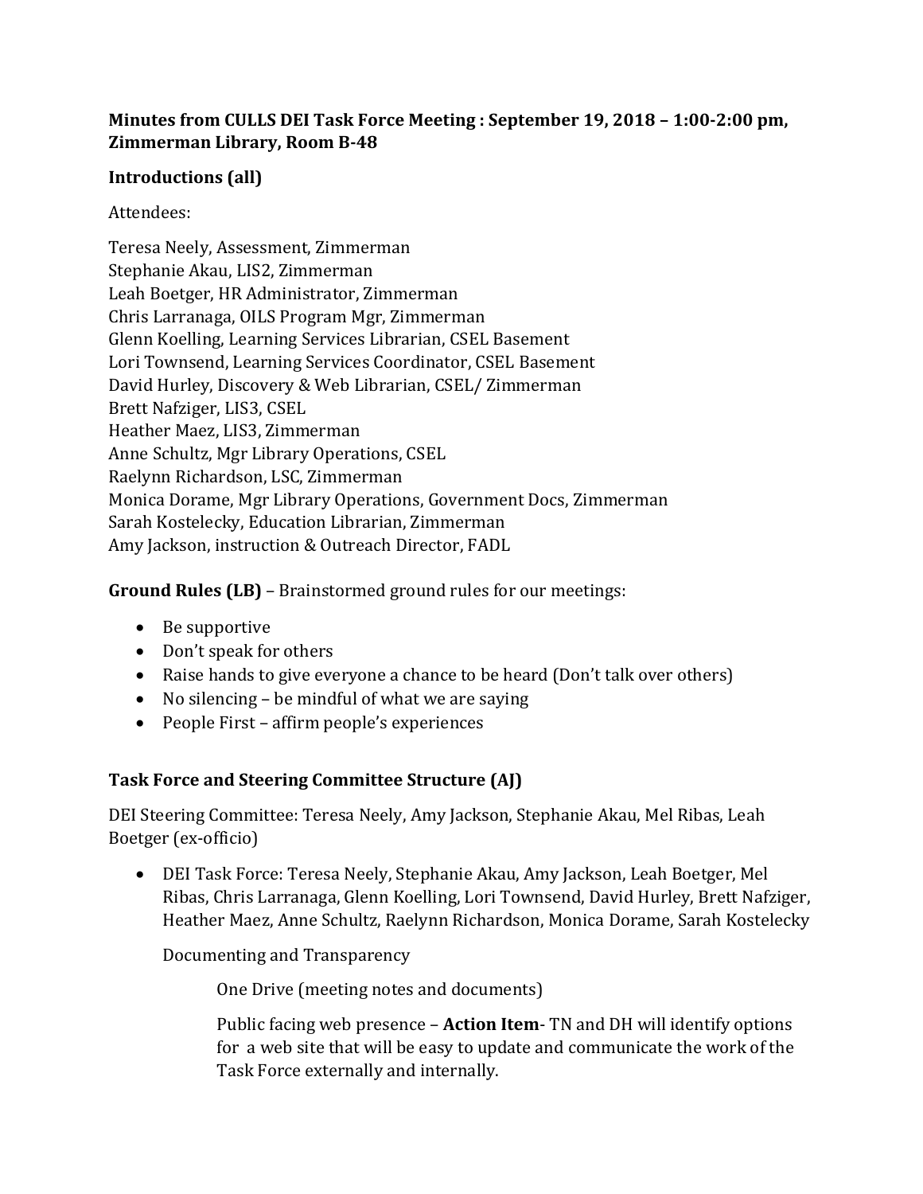**Minutes from CULLS DEI Task Force Meeting : September 19, 2018 – 1:00-2:00 pm, Zimmerman Library, Room B-48**

**Introductions (all)**

Attendees:

Teresa Neely, Assessment, Zimmerman
Stephanie Akau, LIS2, Zimmerman
Leah Boetger, HR Administrator, Zimmerman
Chris Larranaga, OILS Program Mgr, Zimmerman
Glenn Koelling, Learning Services Librarian, CSEL Basement
Lori Townsend, Learning Services Coordinator, CSEL Basement
David Hurley, Discovery & Web Librarian, CSEL/ Zimmerman
Brett Nafziger, LIS3, CSEL
Heather Maez, LIS3, Zimmerman
Anne Schultz, Mgr Library Operations, CSEL
Raelynn Richardson, LSC, Zimmerman
Monica Dorame, Mgr Library Operations, Government Docs, Zimmerman
Sarah Kostelecky, Education Librarian, Zimmerman
Amy Jackson, instruction & Outreach Director, FADL

**Ground Rules (LB)** – Brainstormed ground rules for our meetings:

- Be supportive
- Don't speak for others
- Raise hands to give everyone a chance to be heard (Don't talk over others)
- No silencing – be mindful of what we are saying
- People First – affirm people's experiences

**Task Force and Steering Committee Structure (AJ)**

DEI Steering Committee: Teresa Neely, Amy Jackson, Stephanie Akau, Mel Ribas, Leah Boetger (ex-officio)

- DEI Task Force: Teresa Neely, Stephanie Akau, Amy Jackson, Leah Boetger, Mel Ribas, Chris Larranaga, Glenn Koelling, Lori Townsend, David Hurley, Brett Nafziger, Heather Maez, Anne Schultz, Raelynn Richardson, Monica Dorame, Sarah Kostelecky

  Documenting and Transparency

    One Drive (meeting notes and documents)

    Public facing web presence – **Action Item**- TN and DH will identify options for a web site that will be easy to update and communicate the work of the Task Force externally and internally.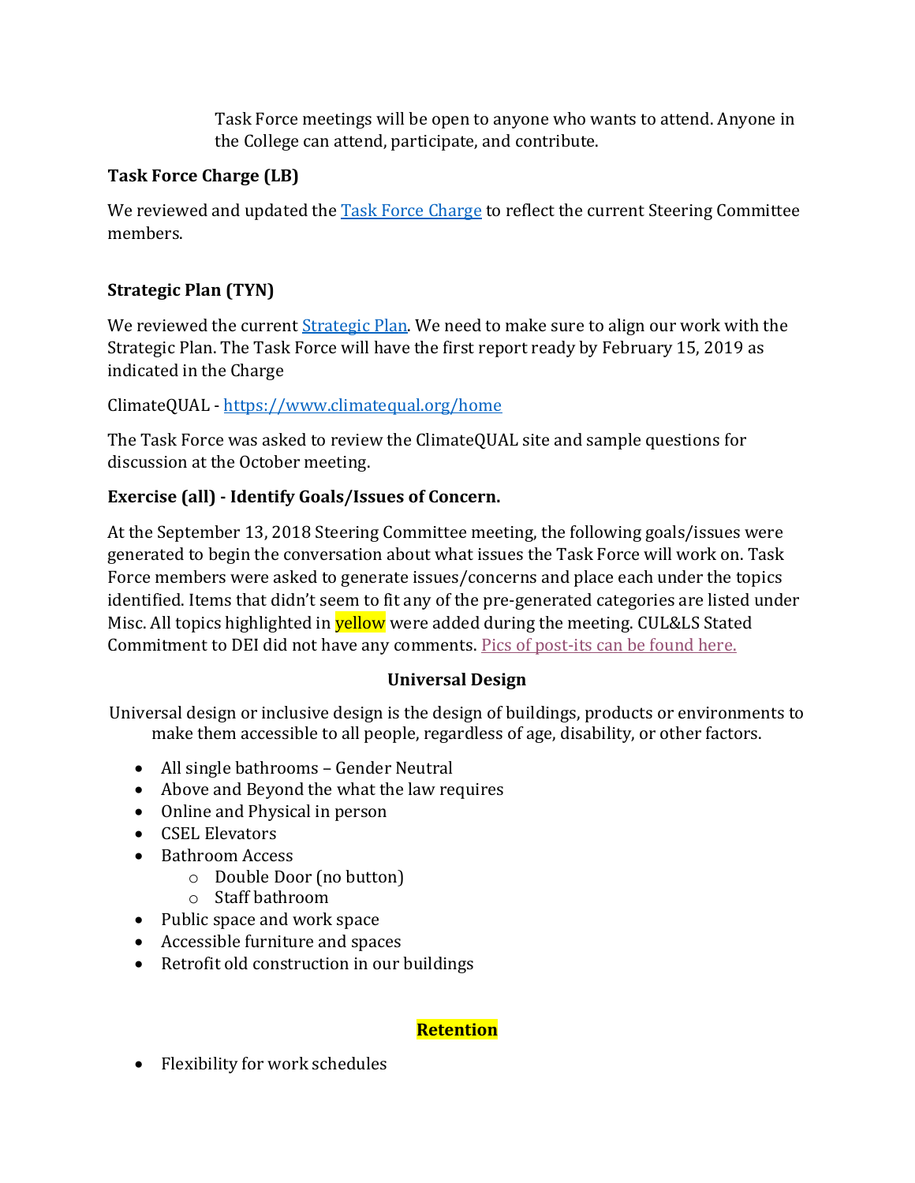Task Force meetings will be open to anyone who wants to attend. Anyone in the College can attend, participate, and contribute.

**Task Force Charge (LB)**

We reviewed and updated the [Task Force Charge](#) to reflect the current Steering Committee members.

**Strategic Plan (TYN)**

We reviewed the current [Strategic Plan](#). We need to make sure to align our work with the Strategic Plan. The Task Force will have the first report ready by February 15, 2019 as indicated in the Charge

ClimateQUAL - https://www.climatequal.org/home

The Task Force was asked to review the ClimateQUAL site and sample questions for discussion at the October meeting.

**Exercise (all) - Identify Goals/Issues of Concern.**

At the September 13, 2018 Steering Committee meeting, the following goals/issues were generated to begin the conversation about what issues the Task Force will work on. Task Force members were asked to generate issues/concerns and place each under the topics identified. Items that didn't seem to fit any of the pre-generated categories are listed under Misc. All topics highlighted in yellow were added during the meeting. CUL&LS Stated Commitment to DEI did not have any comments. [Pics of post-its can be found here.](#)

**Universal Design**

Universal design or inclusive design is the design of buildings, products or environments to make them accessible to all people, regardless of age, disability, or other factors.

- All single bathrooms – Gender Neutral
- Above and Beyond the what the law requires
- Online and Physical in person
- CSEL Elevators
- Bathroom Access
  - Double Door (no button)
  - Staff bathroom
- Public space and work space
- Accessible furniture and spaces
- Retrofit old construction in our buildings

**Retention**

- Flexibility for work schedules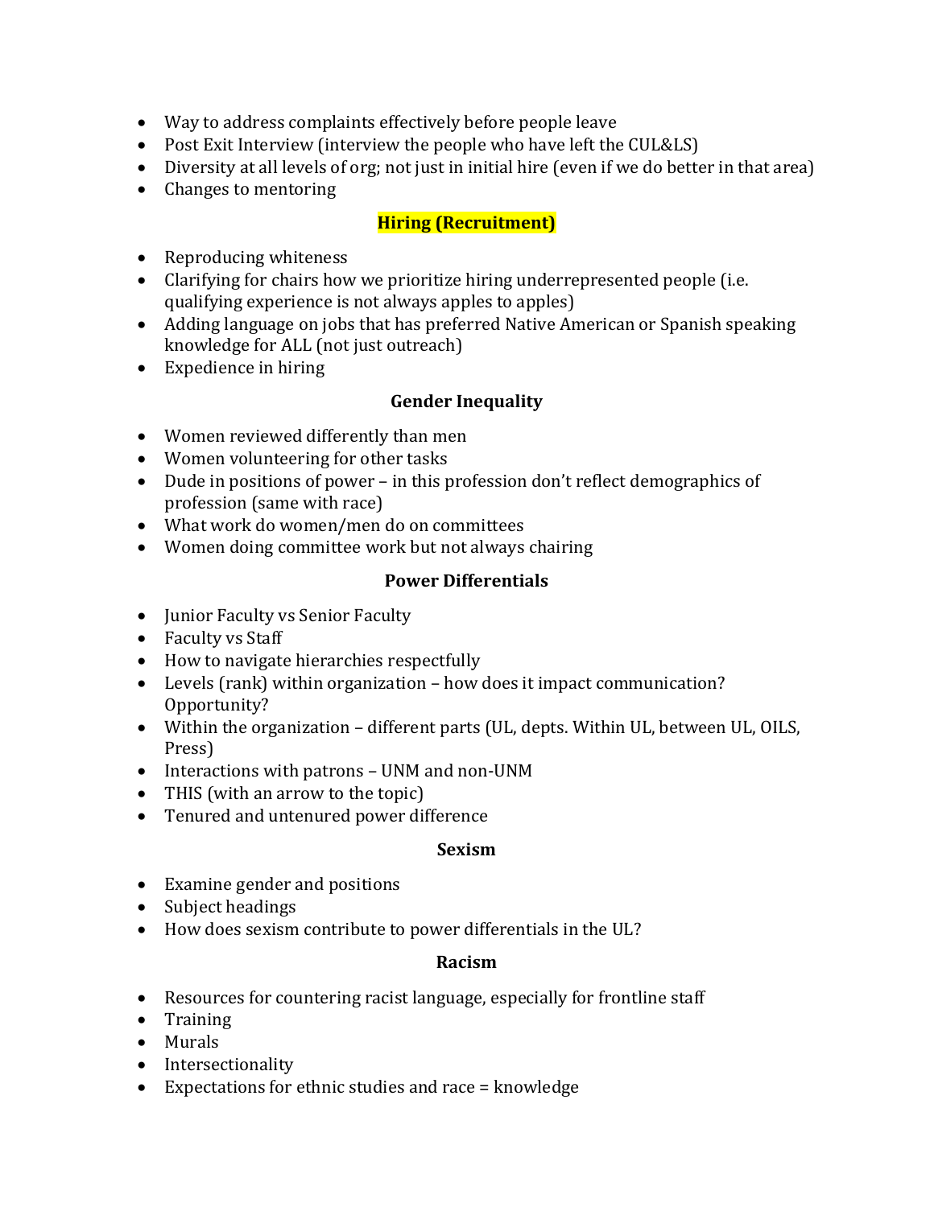- Way to address complaints effectively before people leave
- Post Exit Interview (interview the people who have left the CUL&LS)
- Diversity at all levels of org; not just in initial hire (even if we do better in that area)
- Changes to mentoring

**Hiring (Recruitment)**

- Reproducing whiteness
- Clarifying for chairs how we prioritize hiring underrepresented people (i.e. qualifying experience is not always apples to apples)
- Adding language on jobs that has preferred Native American or Spanish speaking knowledge for ALL (not just outreach)
- Expedience in hiring

**Gender Inequality**

- Women reviewed differently than men
- Women volunteering for other tasks
- Dude in positions of power – in this profession don't reflect demographics of profession (same with race)
- What work do women/men do on committees
- Women doing committee work but not always chairing

**Power Differentials**

- Junior Faculty vs Senior Faculty
- Faculty vs Staff
- How to navigate hierarchies respectfully
- Levels (rank) within organization – how does it impact communication? Opportunity?
- Within the organization – different parts (UL, depts. Within UL, between UL, OILS, Press)
- Interactions with patrons – UNM and non-UNM
- THIS (with an arrow to the topic)
- Tenured and untenured power difference

**Sexism**

- Examine gender and positions
- Subject headings
- How does sexism contribute to power differentials in the UL?

**Racism**

- Resources for countering racist language, especially for frontline staff
- Training
- Murals
- Intersectionality
- Expectations for ethnic studies and race = knowledge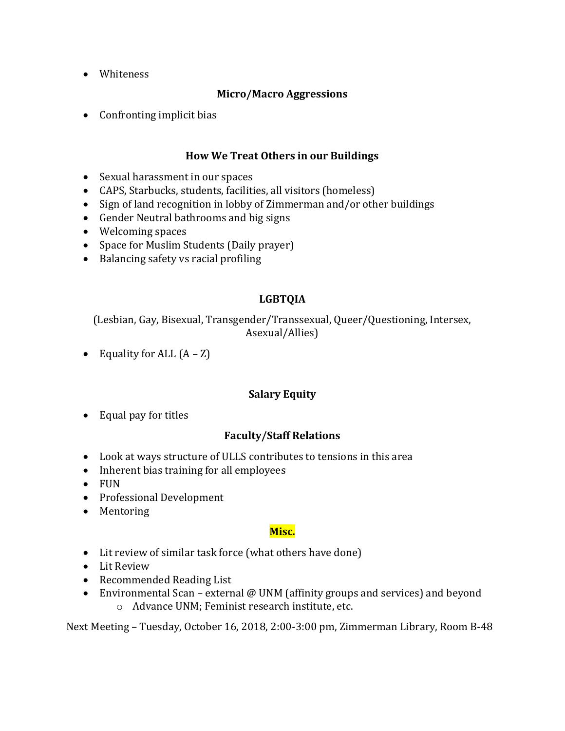- Whiteness

**Micro/Macro Aggressions**

- Confronting implicit bias

**How We Treat Others in our Buildings**

- Sexual harassment in our spaces
- CAPS, Starbucks, students, facilities, all visitors (homeless)
- Sign of land recognition in lobby of Zimmerman and/or other buildings
- Gender Neutral bathrooms and big signs
- Welcoming spaces
- Space for Muslim Students (Daily prayer)
- Balancing safety vs racial profiling

**LGBTQIA**

(Lesbian, Gay, Bisexual, Transgender/Transsexual, Queer/Questioning, Intersex, Asexual/Allies)

- Equality for ALL (A – Z)

**Salary Equity**

- Equal pay for titles

**Faculty/Staff Relations**

- Look at ways structure of ULLS contributes to tensions in this area
- Inherent bias training for all employees
- FUN
- Professional Development
- Mentoring

**Misc.**

- Lit review of similar task force (what others have done)
- Lit Review
- Recommended Reading List
- Environmental Scan – external @ UNM (affinity groups and services) and beyond
    - Advance UNM; Feminist research institute, etc.

Next Meeting – Tuesday, October 16, 2018, 2:00-3:00 pm, Zimmerman Library, Room B-48